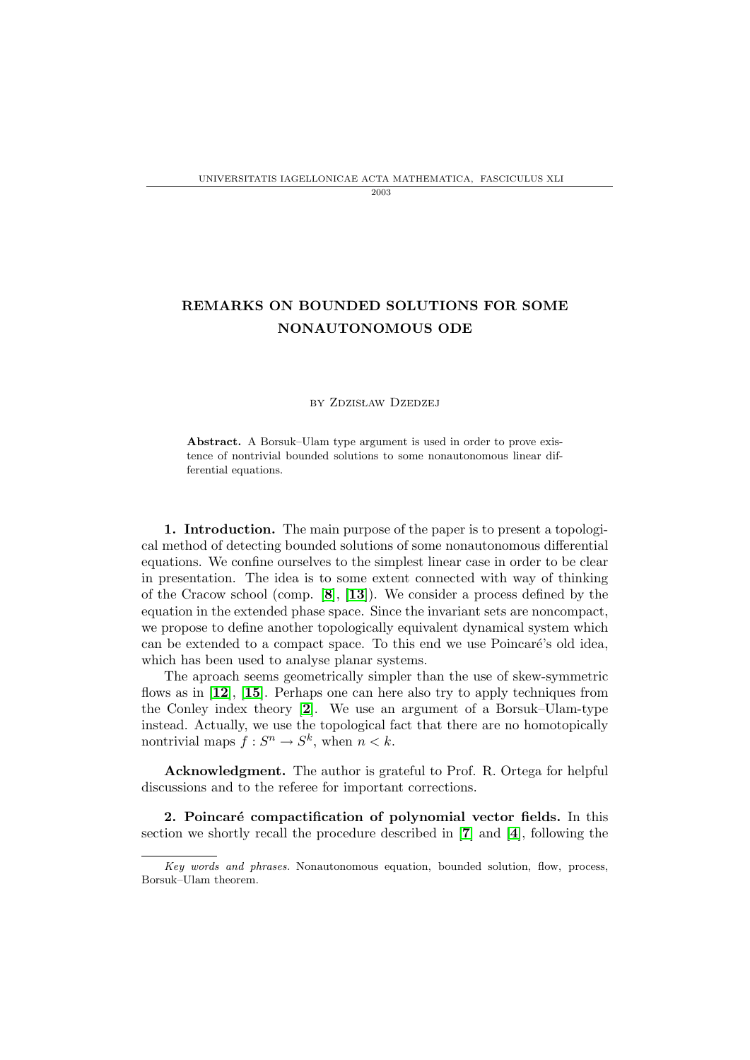# REMARKS ON BOUNDED SOLUTIONS FOR SOME NONAUTONOMOUS ODE

by Zdzisław Dzedzej

**Abstract.** A Borsuk–Ulam type argument is used in order to prove existence of nontrivial bounded solutions to some nonautonomous linear differential equations.

**1. Introduction.** The main purpose of the paper is to present a topological method of detecting bounded solutions of some nonautonomous differential equations. We confine ourselves to the simplest linear case in order to be clear in presentation. The idea is to some extent connected with way of thinking of the Cracow school (comp. [**8**], [**13**]). We consider a process defined by the equation in the extended phase space. Since the invariant sets are noncompact, we propose to define another topologically equivalent dynamical system which can be extended to a compact space. To this end we use Poincaré's old idea, which has been used to analyse planar systems.

The aproach seems geometrically simpler than the use of skew-symmetric flows as in [**12**], [**15**]. Perhaps one can here also try to apply techniques from the Conley index theory [**2**]. We use an argument of a Borsuk–Ulam-type instead. Actually, we use the topological fact that there are no homotopically nontrivial maps $f : S^n \to S^k$, when $n < k$.

**Acknowledgment.** The author is grateful to Prof. R. Ortega for helpful discussions and to the referee for important corrections.

**2. Poincaré compactification of polynomial vector fields.** In this section we shortly recall the procedure described in [**7**] and [**4**], following the

*Key words and phrases.* Nonautonomous equation, bounded solution, flow, process, Borsuk–Ulam theorem.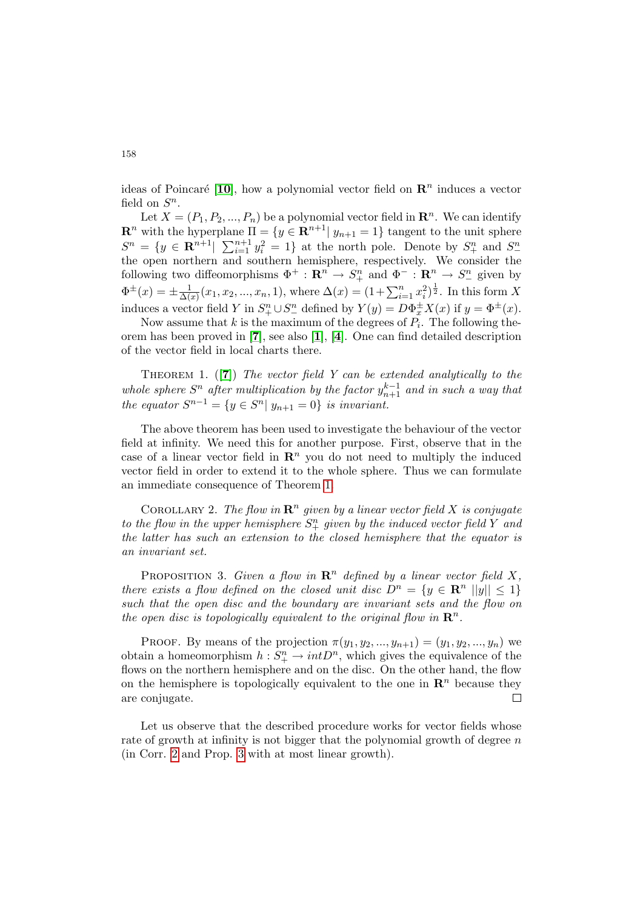ideas of Poincaré [10], how a polynomial vector field on $\mathbf{R}^n$ induces a vector field on $S^n$.

Let $X = (P_1, P_2, ..., P_n)$ be a polynomial vector field in $\mathbf{R}^n$. We can identify $\mathbf{R}^n$ with the hyperplane $\Pi = \{y \in \mathbf{R}^{n+1} | \; y_{n+1} = 1\}$ tangent to the unit sphere $S^n = \{y \in \mathbf{R}^{n+1} | \; \sum_{i=1}^{n+1} y_i^2 = 1\}$ at the north pole. Denote by $S^n_+$ and $S^n_-$ the open northern and southern hemisphere, respectively. We consider the following two diffeomorphisms $\Phi^+ : \mathbf{R}^n \to S^n_+$ and $\Phi^- : \mathbf{R}^n \to S^n_-$ given by $\Phi^{\pm}(x) = \pm \frac{1}{\Delta(x)}(x_1, x_2, ..., x_n, 1)$, where $\Delta(x) = (1 + \sum_{i=1}^n x_i^2)^{\frac{1}{2}}$. In this form $X$ induces a vector field $Y$ in $S^n_+ \cup S^n_-$ defined by $Y(y) = D\Phi^{\pm}_x X(x)$ if $y = \Phi^{\pm}(x)$.

Now assume that $k$ is the maximum of the degrees of $P_i$. The following theorem has been proved in [7], see also [1], [4]. One can find detailed description of the vector field in local charts there.

Theorem 1. ([7]) *The vector field $Y$ can be extended analytically to the whole sphere $S^n$ after multiplication by the factor $y_{n+1}^{k-1}$ and in such a way that the equator $S^{n-1} = \{y \in S^n | \; y_{n+1} = 0\}$ is invariant.*

The above theorem has been used to investigate the behaviour of the vector field at infinity. We need this for another purpose. First, observe that in the case of a linear vector field in $\mathbf{R}^n$ you do not need to multiply the induced vector field in order to extend it to the whole sphere. Thus we can formulate an immediate consequence of Theorem 1.

Corollary 2. *The flow in $\mathbf{R}^n$ given by a linear vector field $X$ is conjugate to the flow in the upper hemisphere $S^n_+$ given by the induced vector field $Y$ and the latter has such an extension to the closed hemisphere that the equator is an invariant set.*

Proposition 3. *Given a flow in $\mathbf{R}^n$ defined by a linear vector field $X$, there exists a flow defined on the closed unit disc $D^n = \{y \in \mathbf{R}^n \; ||y|| \leq 1\}$ such that the open disc and the boundary are invariant sets and the flow on the open disc is topologically equivalent to the original flow in $\mathbf{R}^n$.*

Proof. By means of the projection $\pi(y_1, y_2, ..., y_{n+1}) = (y_1, y_2, ..., y_n)$ we obtain a homeomorphism $h : S^n_+ \to intD^n$, which gives the equivalence of the flows on the northern hemisphere and on the disc. On the other hand, the flow on the hemisphere is topologically equivalent to the one in $\mathbf{R}^n$ because they are conjugate. □

Let us observe that the described procedure works for vector fields whose rate of growth at infinity is not bigger that the polynomial growth of degree $n$ (in Corr. 2 and Prop. 3 with at most linear growth).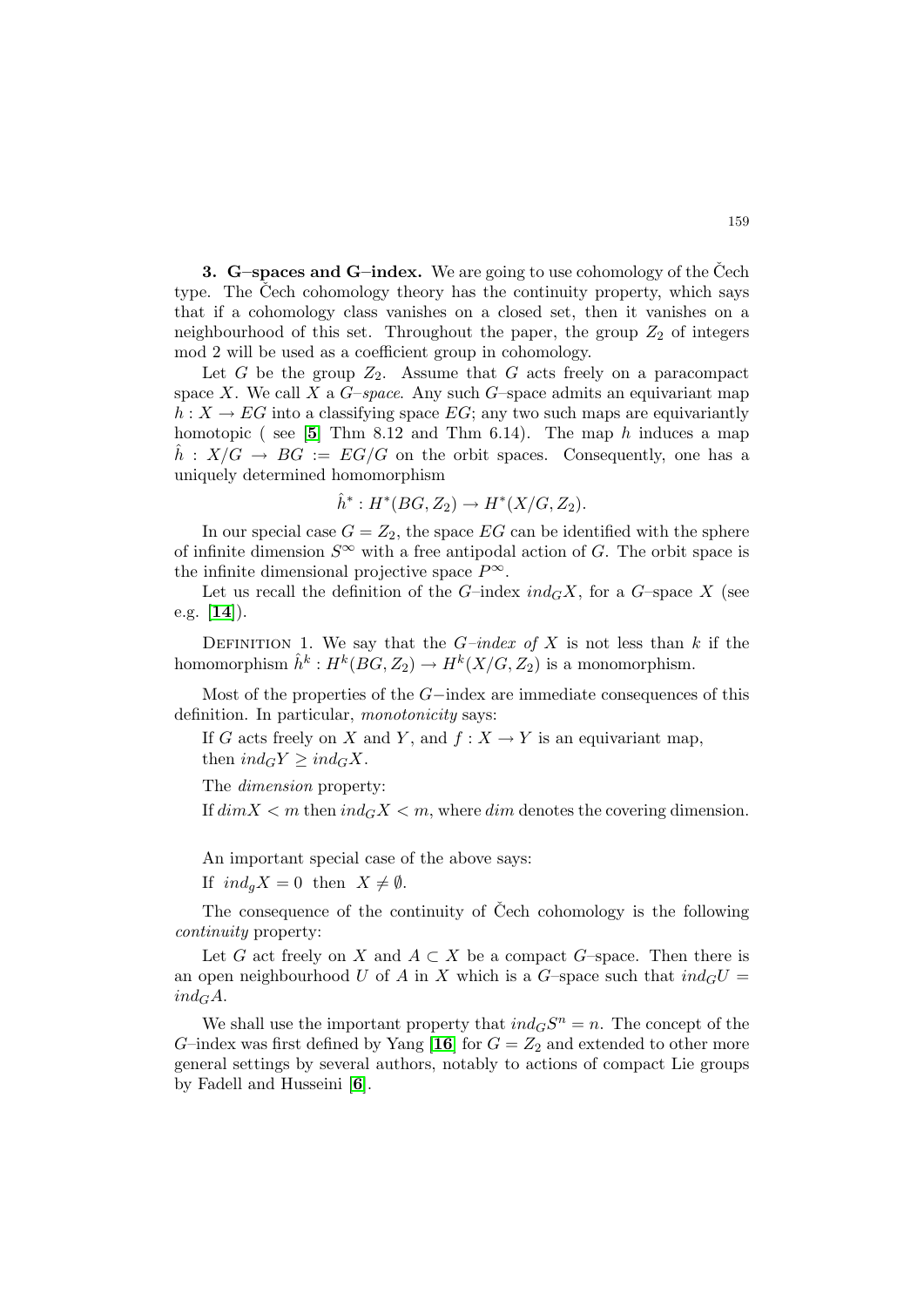**3. G–spaces and G–index.** We are going to use cohomology of the Čech type. The Čech cohomology theory has the continuity property, which says that if a cohomology class vanishes on a closed set, then it vanishes on a neighbourhood of this set. Throughout the paper, the group $Z_2$ of integers mod 2 will be used as a coefficient group in cohomology.

Let $G$ be the group $Z_2$. Assume that $G$ acts freely on a paracompact space $X$. We call $X$ a *G–space*. Any such $G$–space admits an equivariant map $h : X \to EG$ into a classifying space $EG$; any two such maps are equivariantly homotopic ( see [**5**] Thm 8.12 and Thm 6.14). The map $h$ induces a map $\hat{h} : X/G \to BG := EG/G$ on the orbit spaces. Consequently, one has a uniquely determined homomorphism

$$\hat{h}^* : H^*(BG, Z_2) \to H^*(X/G, Z_2).$$

In our special case $G = Z_2$, the space $EG$ can be identified with the sphere of infinite dimension $S^\infty$ with a free antipodal action of $G$. The orbit space is the infinite dimensional projective space $P^\infty$.

Let us recall the definition of the $G$–index $ind_G X$, for a $G$–space $X$ (see e.g. [**14**]).

Definition 1. We say that the *G–index of* $X$ is not less than $k$ if the homomorphism $\hat{h}^k : H^k(BG, Z_2) \to H^k(X/G, Z_2)$ is a monomorphism.

Most of the properties of the $G-$index are immediate consequences of this definition. In particular, *monotonicity* says:

If $G$ acts freely on $X$ and $Y$, and $f : X \to Y$ is an equivariant map, then $ind_G Y \geq ind_G X$.

The *dimension* property:

If $dim X < m$ then $ind_G X < m$, where $dim$ denotes the covering dimension.

An important special case of the above says:

If $ind_g X = 0$ then $X \neq \emptyset$.

The consequence of the continuity of Čech cohomology is the following *continuity* property:

Let $G$ act freely on $X$ and $A \subset X$ be a compact $G$–space. Then there is an open neighbourhood $U$ of $A$ in $X$ which is a $G$–space such that $ind_G U = ind_G A$.

We shall use the important property that $ind_G S^n = n$. The concept of the $G$–index was first defined by Yang [**16**] for $G = Z_2$ and extended to other more general settings by several authors, notably to actions of compact Lie groups by Fadell and Husseini [**6**].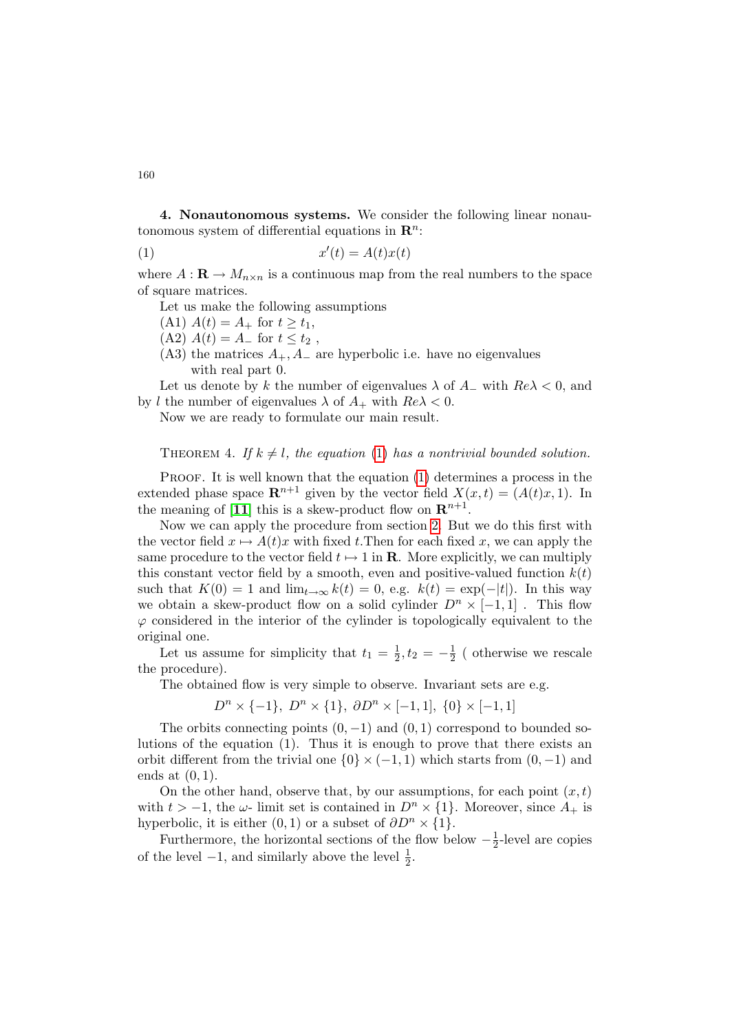**4. Nonautonomous systems.** We consider the following linear nonautonomous system of differential equations in $\mathbf{R}^n$:

$$x'(t) = A(t)x(t) \tag{1}$$

where $A : \mathbf{R} \to M_{n\times n}$ is a continuous map from the real numbers to the space of square matrices.

Let us make the following assumptions

(A1) $A(t) = A_+$ for $t \geq t_1$,

(A2) $A(t) = A_-$ for $t \leq t_2$ ,

(A3) the matrices $A_+, A_-$ are hyperbolic i.e. have no eigenvalues with real part 0.

Let us denote by $k$ the number of eigenvalues $\lambda$ of $A_-$ with $Re\lambda < 0$, and by $l$ the number of eigenvalues $\lambda$ of $A_+$ with $Re\lambda < 0$.

Now we are ready to formulate our main result.

Theorem 4. *If $k \neq l$, the equation (1) has a nontrivial bounded solution.*

Proof. It is well known that the equation (1) determines a process in the extended phase space $\mathbf{R}^{n+1}$ given by the vector field $X(x,t) = (A(t)x, 1)$. In the meaning of [**11**] this is a skew-product flow on $\mathbf{R}^{n+1}$.

Now we can apply the procedure from section 2. But we do this first with the vector field $x \mapsto A(t)x$ with fixed $t$.Then for each fixed $x$, we can apply the same procedure to the vector field $t \mapsto 1$ in $\mathbf{R}$. More explicitly, we can multiply this constant vector field by a smooth, even and positive-valued function $k(t)$ such that $K(0) = 1$ and $\lim_{t\to\infty} k(t) = 0$, e.g. $k(t) = \exp(-|t|)$. In this way we obtain a skew-product flow on a solid cylinder $D^n \times [-1, 1]$ . This flow $\varphi$ considered in the interior of the cylinder is topologically equivalent to the original one.

Let us assume for simplicity that $t_1 = \frac{1}{2}, t_2 = -\frac{1}{2}$ ( otherwise we rescale the procedure).

The obtained flow is very simple to observe. Invariant sets are e.g.

$$D^n \times \{-1\},\ D^n \times \{1\},\ \partial D^n \times [-1, 1],\ \{0\} \times [-1, 1]$$

The orbits connecting points $(0, -1)$ and $(0, 1)$ correspond to bounded solutions of the equation (1). Thus it is enough to prove that there exists an orbit different from the trivial one $\{0\} \times (-1, 1)$ which starts from $(0, -1)$ and ends at $(0, 1)$.

On the other hand, observe that, by our assumptions, for each point $(x, t)$ with $t > -1$, the $\omega$- limit set is contained in $D^n \times \{1\}$. Moreover, since $A_+$ is hyperbolic, it is either $(0, 1)$ or a subset of $\partial D^n \times \{1\}$.

Furthermore, the horizontal sections of the flow below $-\frac{1}{2}$-level are copies of the level $-1$, and similarly above the level $\frac{1}{2}$.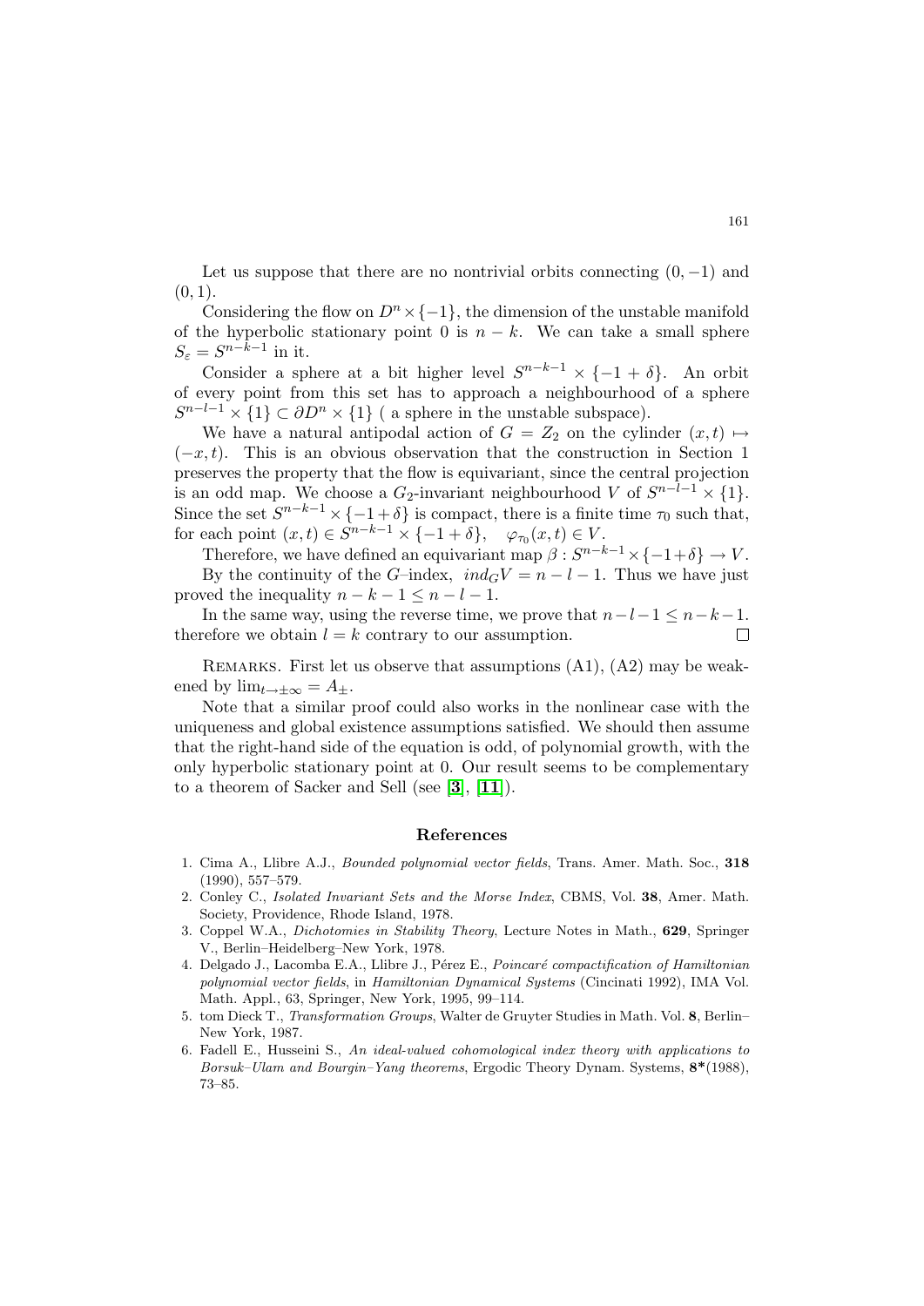Let us suppose that there are no nontrivial orbits connecting $(0,-1)$ and $(0,1)$.

Considering the flow on $D^n \times \{-1\}$, the dimension of the unstable manifold of the hyperbolic stationary point 0 is $n-k$. We can take a small sphere $S_\varepsilon = S^{n-k-1}$ in it.

Consider a sphere at a bit higher level $S^{n-k-1} \times \{-1+\delta\}$. An orbit of every point from this set has to approach a neighbourhood of a sphere $S^{n-l-1} \times \{1\} \subset \partial D^n \times \{1\}$ ( a sphere in the unstable subspace).

We have a natural antipodal action of $G = Z_2$ on the cylinder $(x,t) \mapsto (-x,t)$. This is an obvious observation that the construction in Section 1 preserves the property that the flow is equivariant, since the central projection is an odd map. We choose a $G_2$-invariant neighbourhood $V$ of $S^{n-l-1} \times \{1\}$. Since the set $S^{n-k-1} \times \{-1+\delta\}$ is compact, there is a finite time $\tau_0$ such that, for each point $(x,t) \in S^{n-k-1} \times \{-1+\delta\}$, $\quad \varphi_{\tau_0}(x,t) \in V$.

Therefore, we have defined an equivariant map $\beta : S^{n-k-1} \times \{-1+\delta\} \to V$.

By the continuity of the $G$–index, $ind_G V = n-l-1$. Thus we have just proved the inequality $n-k-1 \le n-l-1$.

In the same way, using the reverse time, we prove that $n-l-1 \le n-k-1$. therefore we obtain $l=k$ contrary to our assumption. $\square$

Remarks. First let us observe that assumptions (A1), (A2) may be weakened by $\lim_{t \to \pm\infty} = A_\pm$.

Note that a similar proof could also works in the nonlinear case with the uniqueness and global existence assumptions satisfied. We should then assume that the right-hand side of the equation is odd, of polynomial growth, with the only hyperbolic stationary point at 0. Our result seems to be complementary to a theorem of Sacker and Sell (see [**3**], [**11**]).

## References

1. Cima A., Llibre A.J., *Bounded polynomial vector fields*, Trans. Amer. Math. Soc., **318** (1990), 557–579.
2. Conley C., *Isolated Invariant Sets and the Morse Index*, CBMS, Vol. **38**, Amer. Math. Society, Providence, Rhode Island, 1978.
3. Coppel W.A., *Dichotomies in Stability Theory*, Lecture Notes in Math., **629**, Springer V., Berlin–Heidelberg–New York, 1978.
4. Delgado J., Lacomba E.A., Llibre J., Pérez E., *Poincaré compactification of Hamiltonian polynomial vector fields*, in *Hamiltonian Dynamical Systems* (Cincinati 1992), IMA Vol. Math. Appl., 63, Springer, New York, 1995, 99–114.
5. tom Dieck T., *Transformation Groups*, Walter de Gruyter Studies in Math. Vol. **8**, Berlin–New York, 1987.
6. Fadell E., Husseini S., *An ideal-valued cohomological index theory with applications to Borsuk–Ulam and Bourgin–Yang theorems*, Ergodic Theory Dynam. Systems, **8\***(1988), 73–85.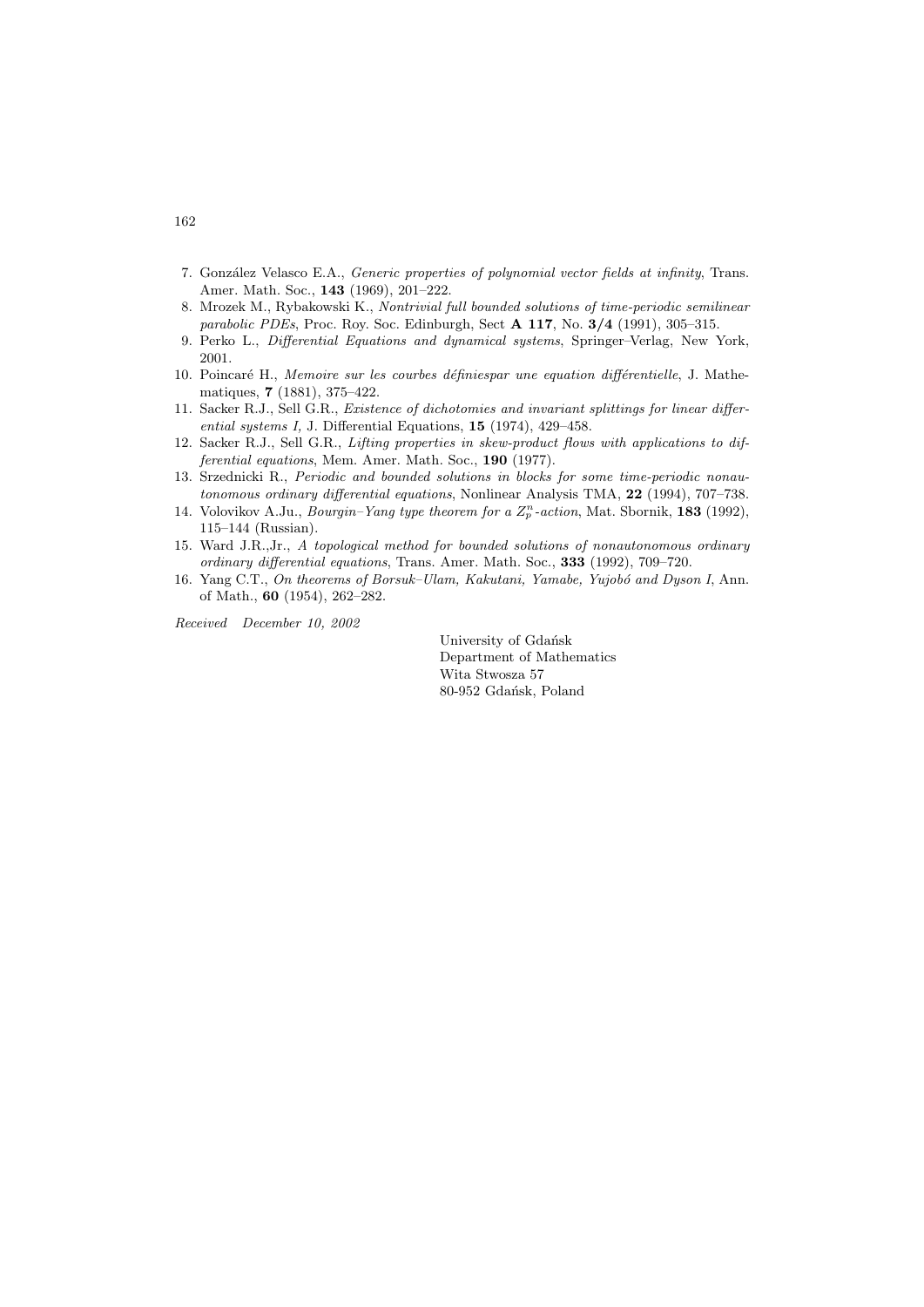7. González Velasco E.A., *Generic properties of polynomial vector fields at infinity*, Trans. Amer. Math. Soc., **143** (1969), 201–222.
8. Mrozek M., Rybakowski K., *Nontrivial full bounded solutions of time-periodic semilinear parabolic PDEs*, Proc. Roy. Soc. Edinburgh, Sect **A 117**, No. **3/4** (1991), 305–315.
9. Perko L., *Differential Equations and dynamical systems*, Springer–Verlag, New York, 2001.
10. Poincaré H., *Memoire sur les courbes définiespar une equation différentielle*, J. Mathematiques, **7** (1881), 375–422.
11. Sacker R.J., Sell G.R., *Existence of dichotomies and invariant splittings for linear differential systems I,* J. Differential Equations, **15** (1974), 429–458.
12. Sacker R.J., Sell G.R., *Lifting properties in skew-product flows with applications to differential equations*, Mem. Amer. Math. Soc., **190** (1977).
13. Srzednicki R., *Periodic and bounded solutions in blocks for some time-periodic nonautonomous ordinary differential equations*, Nonlinear Analysis TMA, **22** (1994), 707–738.
14. Volovikov A.Ju., *Bourgin–Yang type theorem for a $Z_p^n$-action*, Mat. Sbornik, **183** (1992), 115–144 (Russian).
15. Ward J.R.,Jr., *A topological method for bounded solutions of nonautonomous ordinary ordinary differential equations*, Trans. Amer. Math. Soc., **333** (1992), 709–720.
16. Yang C.T., *On theorems of Borsuk–Ulam, Kakutani, Yamabe, Yujobó and Dyson I*, Ann. of Math., **60** (1954), 262–282.

*Received December 10, 2002*

University of Gdańsk
Department of Mathematics
Wita Stwosza 57
80-952 Gdańsk, Poland